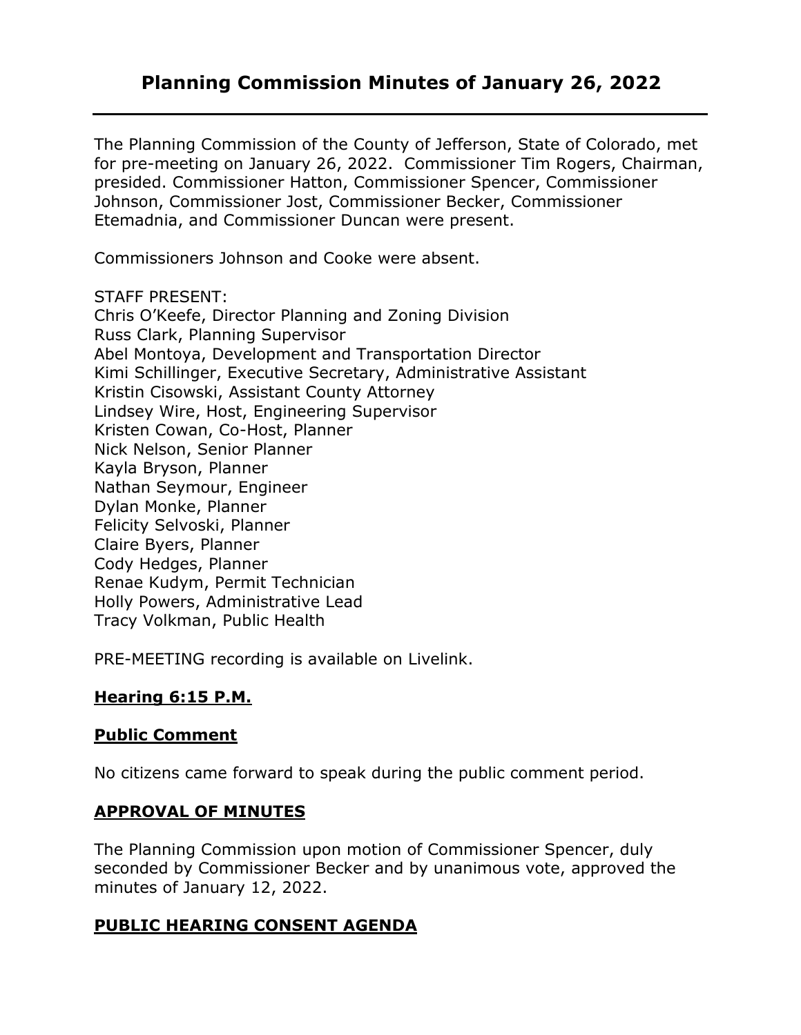# Planning Commission Minutes of January 26, 2022

The Planning Commission of the County of Jefferson, State of Colorado, met for pre-meeting on January 26, 2022. Commissioner Tim Rogers, Chairman, presided. Commissioner Hatton, Commissioner Spencer, Commissioner Johnson, Commissioner Jost, Commissioner Becker, Commissioner Etemadnia, and Commissioner Duncan were present.

Commissioners Johnson and Cooke were absent.

STAFF PRESENT:
Chris O'Keefe, Director Planning and Zoning Division
Russ Clark, Planning Supervisor
Abel Montoya, Development and Transportation Director
Kimi Schillinger, Executive Secretary, Administrative Assistant
Kristin Cisowski, Assistant County Attorney
Lindsey Wire, Host, Engineering Supervisor
Kristen Cowan, Co-Host, Planner
Nick Nelson, Senior Planner
Kayla Bryson, Planner
Nathan Seymour, Engineer
Dylan Monke, Planner
Felicity Selvoski, Planner
Claire Byers, Planner
Cody Hedges, Planner
Renae Kudym, Permit Technician
Holly Powers, Administrative Lead
Tracy Volkman, Public Health

PRE-MEETING recording is available on Livelink.

## Hearing 6:15 P.M.

## Public Comment

No citizens came forward to speak during the public comment period.

## APPROVAL OF MINUTES

The Planning Commission upon motion of Commissioner Spencer, duly seconded by Commissioner Becker and by unanimous vote, approved the minutes of January 12, 2022.

## PUBLIC HEARING CONSENT AGENDA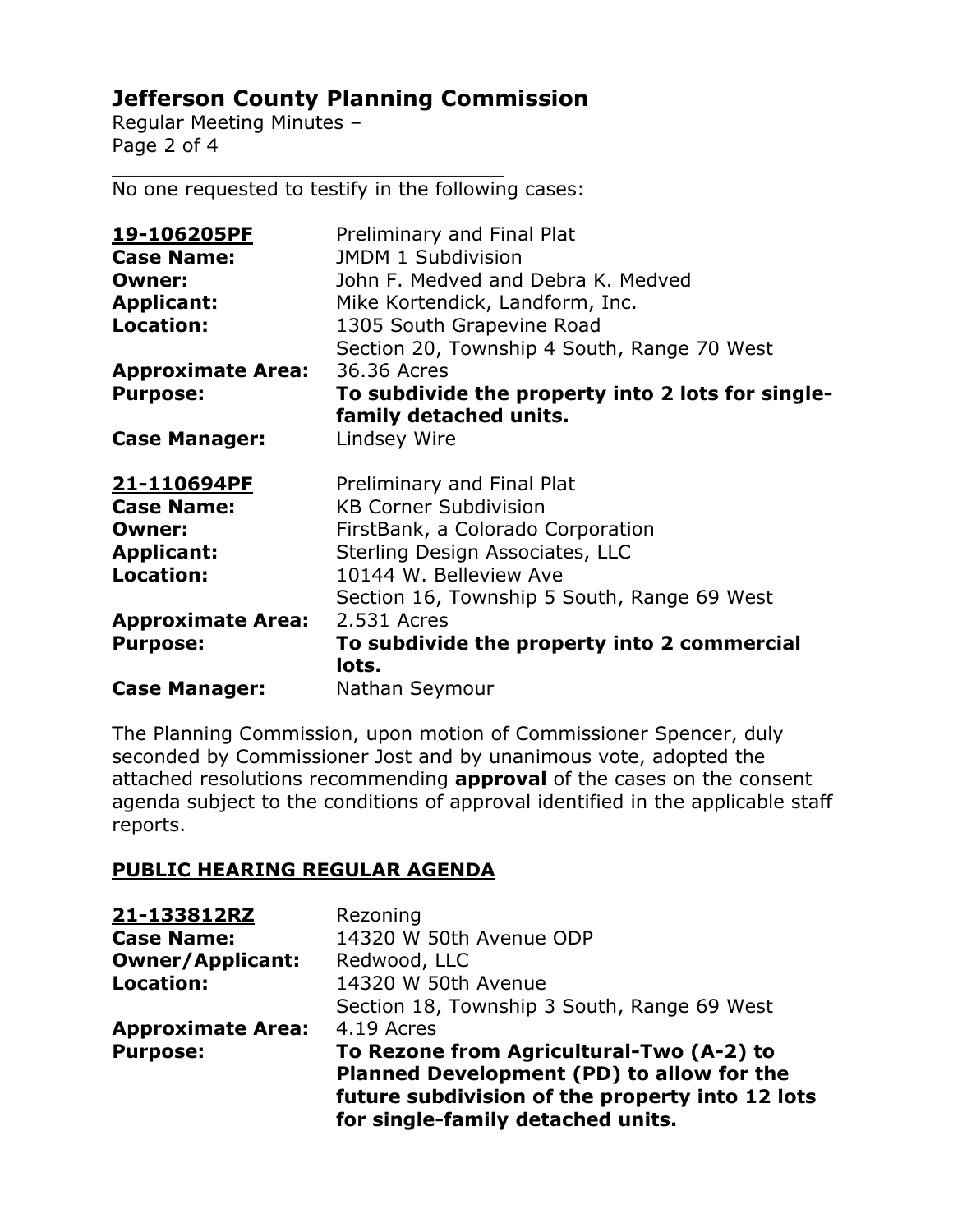No one requested to testify in the following cases:

| **19-106205PF** | Preliminary and Final Plat |
|---|---|
| **Case Name:** | JMDM 1 Subdivision |
| **Owner:** | John F. Medved and Debra K. Medved |
| **Applicant:** | Mike Kortendick, Landform, Inc. |
| **Location:** | 1305 South Grapevine Road<br>Section 20, Township 4 South, Range 70 West |
| **Approximate Area:** | 36.36 Acres |
| **Purpose:** | **To subdivide the property into 2 lots for single-family detached units.** |
| **Case Manager:** | Lindsey Wire |

| **21-110694PF** | Preliminary and Final Plat |
|---|---|
| **Case Name:** | KB Corner Subdivision |
| **Owner:** | FirstBank, a Colorado Corporation |
| **Applicant:** | Sterling Design Associates, LLC |
| **Location:** | 10144 W. Belleview Ave<br>Section 16, Township 5 South, Range 69 West |
| **Approximate Area:** | 2.531 Acres |
| **Purpose:** | **To subdivide the property into 2 commercial lots.** |
| **Case Manager:** | Nathan Seymour |

The Planning Commission, upon motion of Commissioner Spencer, duly seconded by Commissioner Jost and by unanimous vote, adopted the attached resolutions recommending **approval** of the cases on the consent agenda subject to the conditions of approval identified in the applicable staff reports.

## PUBLIC HEARING REGULAR AGENDA

| **21-133812RZ** | Rezoning |
|---|---|
| **Case Name:** | 14320 W 50th Avenue ODP |
| **Owner/Applicant:** | Redwood, LLC |
| **Location:** | 14320 W 50th Avenue<br>Section 18, Township 3 South, Range 69 West |
| **Approximate Area:** | 4.19 Acres |
| **Purpose:** | **To Rezone from Agricultural-Two (A-2) to Planned Development (PD) to allow for the future subdivision of the property into 12 lots for single-family detached units.** |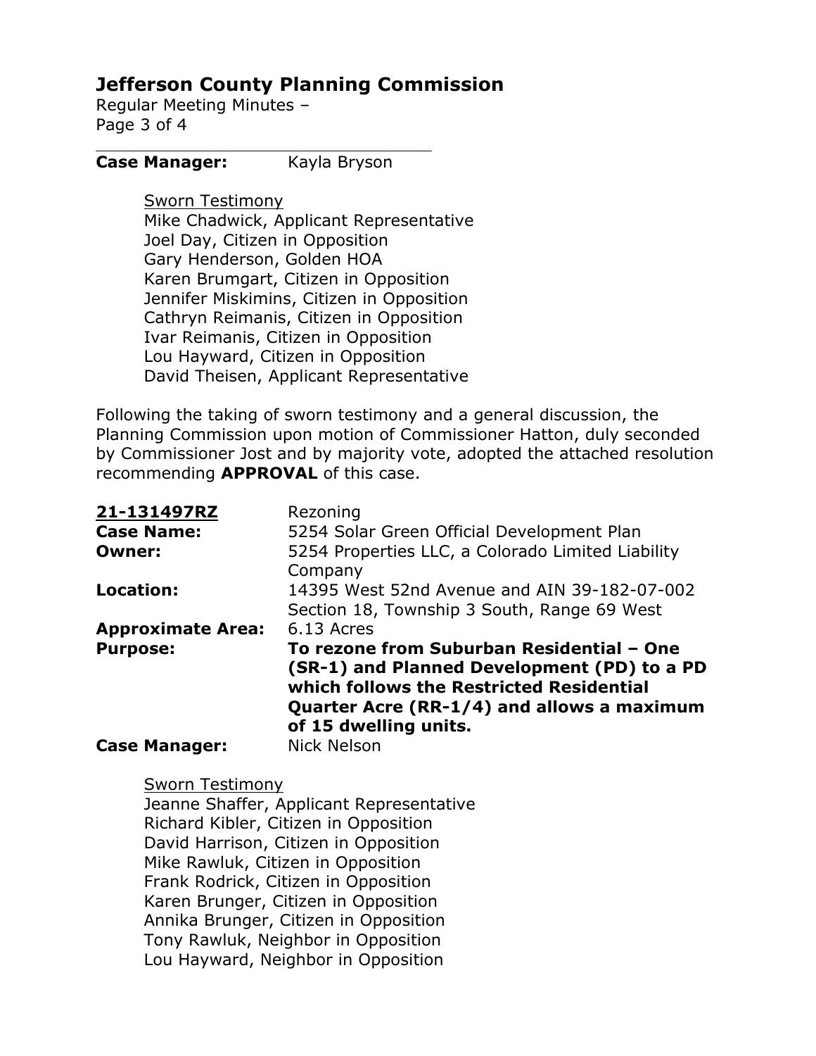**Case Manager:** Kayla Bryson

Sworn Testimony
Mike Chadwick, Applicant Representative
Joel Day, Citizen in Opposition
Gary Henderson, Golden HOA
Karen Brumgart, Citizen in Opposition
Jennifer Miskimins, Citizen in Opposition
Cathryn Reimanis, Citizen in Opposition
Ivar Reimanis, Citizen in Opposition
Lou Hayward, Citizen in Opposition
David Theisen, Applicant Representative

Following the taking of sworn testimony and a general discussion, the Planning Commission upon motion of Commissioner Hatton, duly seconded by Commissioner Jost and by majority vote, adopted the attached resolution recommending **APPROVAL** of this case.

| | |
|---|---|
| **21-131497RZ** | Rezoning |
| **Case Name:** | 5254 Solar Green Official Development Plan |
| **Owner:** | 5254 Properties LLC, a Colorado Limited Liability Company |
| **Location:** | 14395 West 52nd Avenue and AIN 39-182-07-002<br>Section 18, Township 3 South, Range 69 West |
| **Approximate Area:** | 6.13 Acres |
| **Purpose:** | **To rezone from Suburban Residential – One (SR-1) and Planned Development (PD) to a PD which follows the Restricted Residential Quarter Acre (RR-1/4) and allows a maximum of 15 dwelling units.** |
| **Case Manager:** | Nick Nelson |

Sworn Testimony
Jeanne Shaffer, Applicant Representative
Richard Kibler, Citizen in Opposition
David Harrison, Citizen in Opposition
Mike Rawluk, Citizen in Opposition
Frank Rodrick, Citizen in Opposition
Karen Brunger, Citizen in Opposition
Annika Brunger, Citizen in Opposition
Tony Rawluk, Neighbor in Opposition
Lou Hayward, Neighbor in Opposition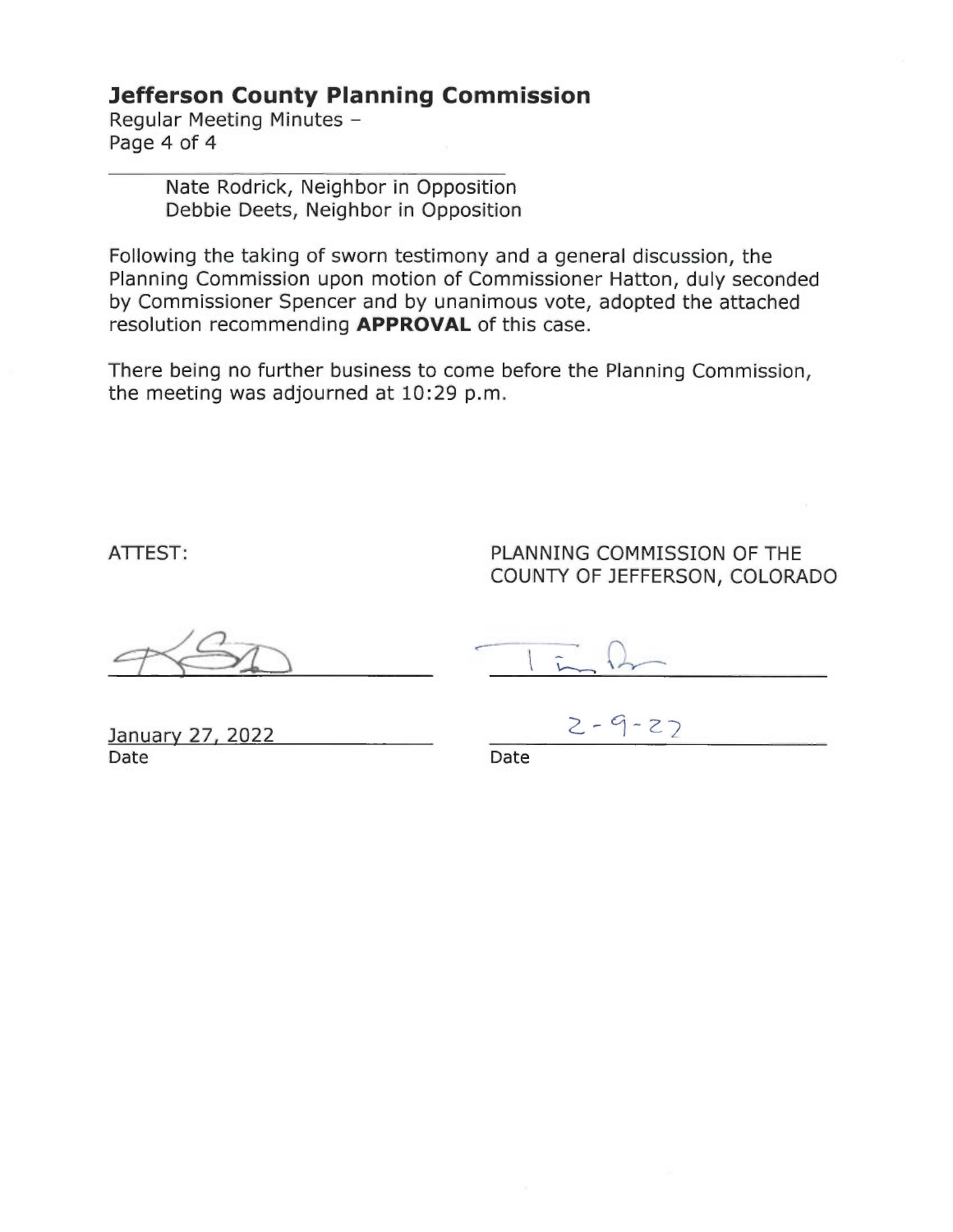Nate Rodrick, Neighbor in Opposition
Debbie Deets, Neighbor in Opposition

Following the taking of sworn testimony and a general discussion, the Planning Commission upon motion of Commissioner Hatton, duly seconded by Commissioner Spencer and by unanimous vote, adopted the attached resolution recommending **APPROVAL** of this case.

There being no further business to come before the Planning Commission, the meeting was adjourned at 10:29 p.m.

ATTEST:

PLANNING COMMISSION OF THE COUNTY OF JEFFERSON, COLORADO

January 27, 2022
Date

2-9-22
Date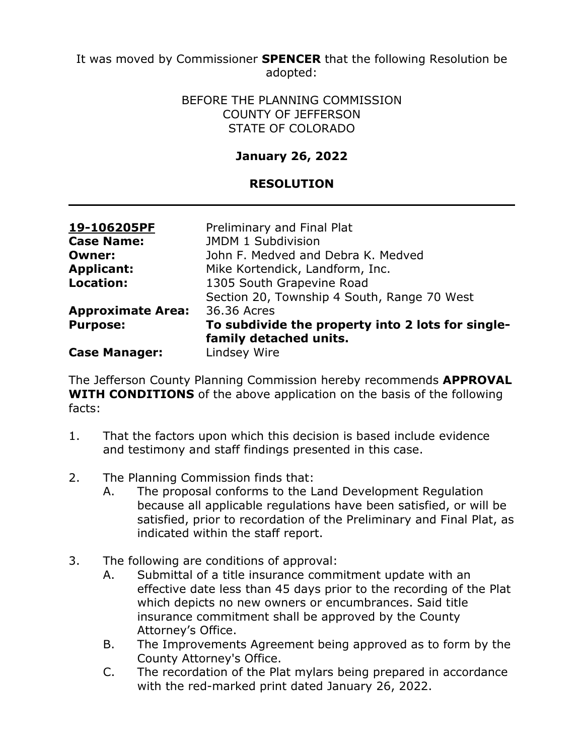It was moved by Commissioner **SPENCER** that the following Resolution be adopted:

BEFORE THE PLANNING COMMISSION
COUNTY OF JEFFERSON
STATE OF COLORADO

**January 26, 2022**

**RESOLUTION**

---

| **19-106205PF** | Preliminary and Final Plat |
|---|---|
| **Case Name:** | JMDM 1 Subdivision |
| **Owner:** | John F. Medved and Debra K. Medved |
| **Applicant:** | Mike Kortendick, Landform, Inc. |
| **Location:** | 1305 South Grapevine Road<br>Section 20, Township 4 South, Range 70 West |
| **Approximate Area:** | 36.36 Acres |
| **Purpose:** | **To subdivide the property into 2 lots for single-family detached units.** |
| **Case Manager:** | Lindsey Wire |

The Jefferson County Planning Commission hereby recommends **APPROVAL WITH CONDITIONS** of the above application on the basis of the following facts:

1. That the factors upon which this decision is based include evidence and testimony and staff findings presented in this case.

2. The Planning Commission finds that:
   A. The proposal conforms to the Land Development Regulation because all applicable regulations have been satisfied, or will be satisfied, prior to recordation of the Preliminary and Final Plat, as indicated within the staff report.

3. The following are conditions of approval:
   A. Submittal of a title insurance commitment update with an effective date less than 45 days prior to the recording of the Plat which depicts no new owners or encumbrances. Said title insurance commitment shall be approved by the County Attorney's Office.
   B. The Improvements Agreement being approved as to form by the County Attorney's Office.
   C. The recordation of the Plat mylars being prepared in accordance with the red-marked print dated January 26, 2022.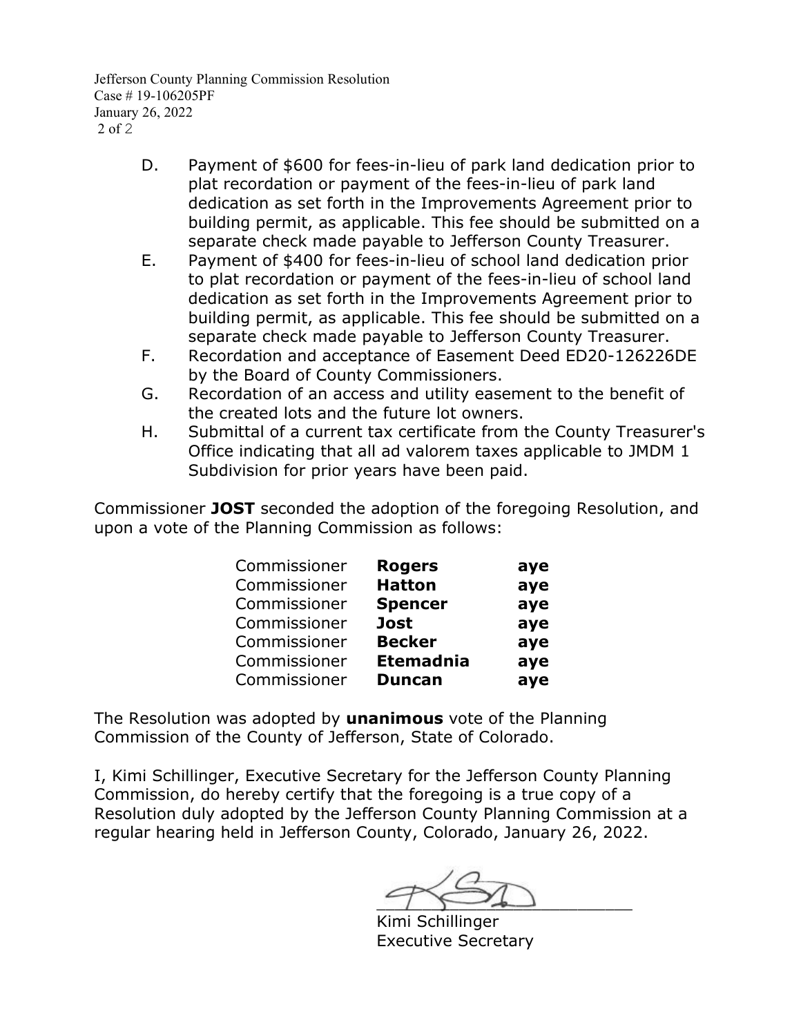D. Payment of $600 for fees-in-lieu of park land dedication prior to plat recordation or payment of the fees-in-lieu of park land dedication as set forth in the Improvements Agreement prior to building permit, as applicable. This fee should be submitted on a separate check made payable to Jefferson County Treasurer.

E. Payment of $400 for fees-in-lieu of school land dedication prior to plat recordation or payment of the fees-in-lieu of school land dedication as set forth in the Improvements Agreement prior to building permit, as applicable. This fee should be submitted on a separate check made payable to Jefferson County Treasurer.

F. Recordation and acceptance of Easement Deed ED20-126226DE by the Board of County Commissioners.

G. Recordation of an access and utility easement to the benefit of the created lots and the future lot owners.

H. Submittal of a current tax certificate from the County Treasurer's Office indicating that all ad valorem taxes applicable to JMDM 1 Subdivision for prior years have been paid.

Commissioner **JOST** seconded the adoption of the foregoing Resolution, and upon a vote of the Planning Commission as follows:

| | | |
|---|---|---|
| Commissioner | **Rogers** | **aye** |
| Commissioner | **Hatton** | **aye** |
| Commissioner | **Spencer** | **aye** |
| Commissioner | **Jost** | **aye** |
| Commissioner | **Becker** | **aye** |
| Commissioner | **Etemadnia** | **aye** |
| Commissioner | **Duncan** | **aye** |

The Resolution was adopted by **unanimous** vote of the Planning Commission of the County of Jefferson, State of Colorado.

I, Kimi Schillinger, Executive Secretary for the Jefferson County Planning Commission, do hereby certify that the foregoing is a true copy of a Resolution duly adopted by the Jefferson County Planning Commission at a regular hearing held in Jefferson County, Colorado, January 26, 2022.

Kimi Schillinger
Executive Secretary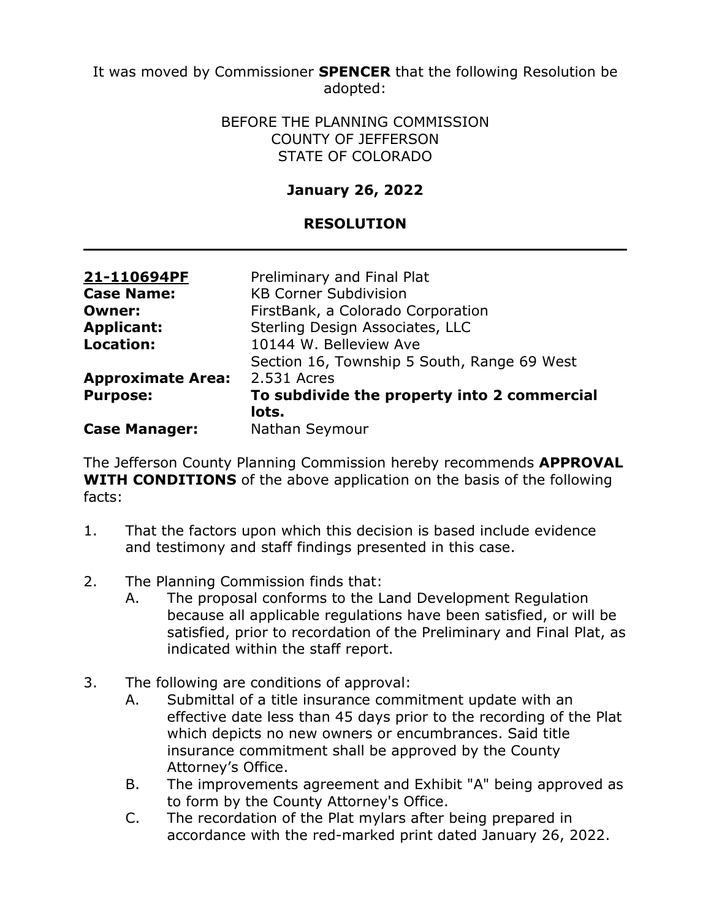It was moved by Commissioner **SPENCER** that the following Resolution be adopted:

BEFORE THE PLANNING COMMISSION
COUNTY OF JEFFERSON
STATE OF COLORADO

**January 26, 2022**

**RESOLUTION**

---

| | |
|---|---|
| **21-110694PF** | Preliminary and Final Plat |
| **Case Name:** | KB Corner Subdivision |
| **Owner:** | FirstBank, a Colorado Corporation |
| **Applicant:** | Sterling Design Associates, LLC |
| **Location:** | 10144 W. Belleview Ave<br>Section 16, Township 5 South, Range 69 West |
| **Approximate Area:** | 2.531 Acres |
| **Purpose:** | **To subdivide the property into 2 commercial lots.** |
| **Case Manager:** | Nathan Seymour |

The Jefferson County Planning Commission hereby recommends **APPROVAL WITH CONDITIONS** of the above application on the basis of the following facts:

1. That the factors upon which this decision is based include evidence and testimony and staff findings presented in this case.

2. The Planning Commission finds that:
   A. The proposal conforms to the Land Development Regulation because all applicable regulations have been satisfied, or will be satisfied, prior to recordation of the Preliminary and Final Plat, as indicated within the staff report.

3. The following are conditions of approval:
   A. Submittal of a title insurance commitment update with an effective date less than 45 days prior to the recording of the Plat which depicts no new owners or encumbrances. Said title insurance commitment shall be approved by the County Attorney's Office.
   B. The improvements agreement and Exhibit "A" being approved as to form by the County Attorney's Office.
   C. The recordation of the Plat mylars after being prepared in accordance with the red-marked print dated January 26, 2022.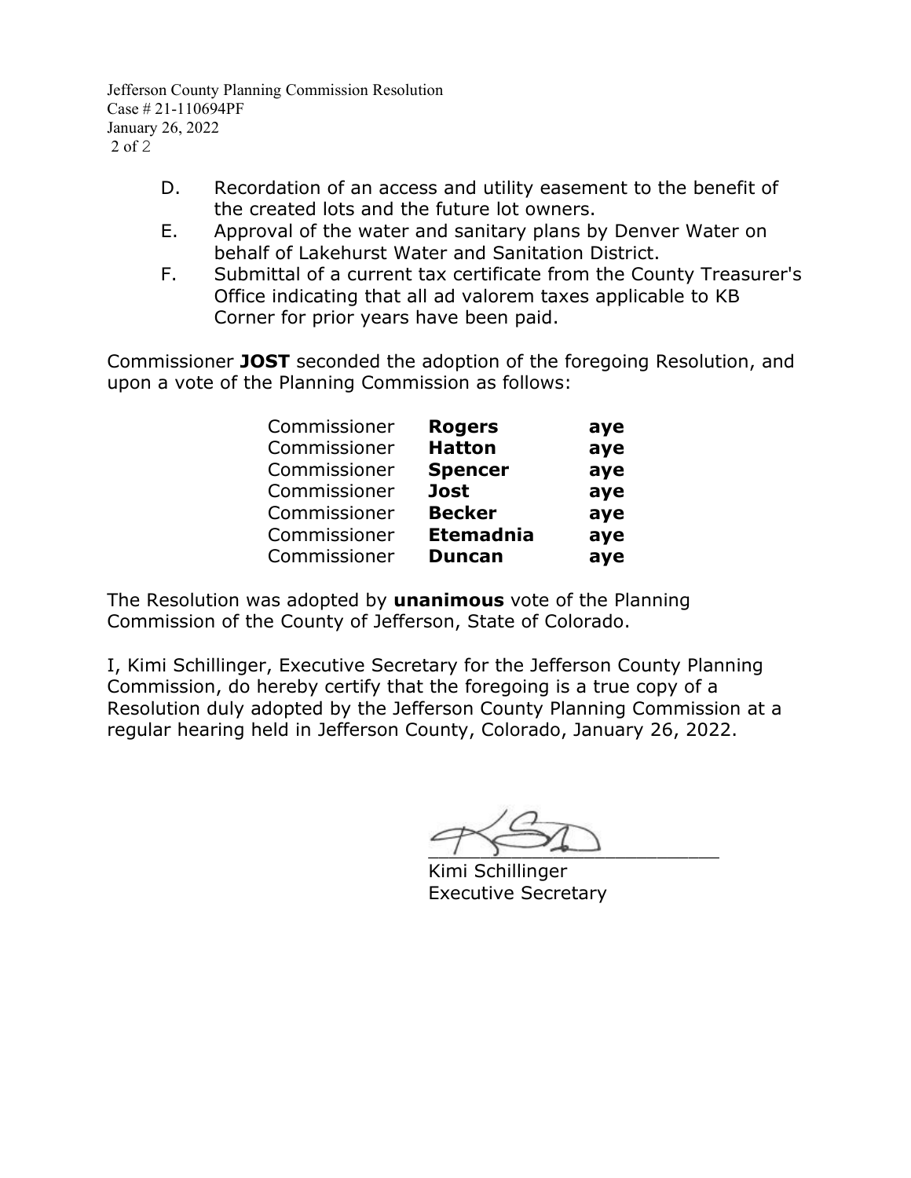D. Recordation of an access and utility easement to the benefit of the created lots and the future lot owners.

E. Approval of the water and sanitary plans by Denver Water on behalf of Lakehurst Water and Sanitation District.

F. Submittal of a current tax certificate from the County Treasurer's Office indicating that all ad valorem taxes applicable to KB Corner for prior years have been paid.

Commissioner **JOST** seconded the adoption of the foregoing Resolution, and upon a vote of the Planning Commission as follows:

| | | |
|---|---|---|
| Commissioner | **Rogers** | **aye** |
| Commissioner | **Hatton** | **aye** |
| Commissioner | **Spencer** | **aye** |
| Commissioner | **Jost** | **aye** |
| Commissioner | **Becker** | **aye** |
| Commissioner | **Etemadnia** | **aye** |
| Commissioner | **Duncan** | **aye** |

The Resolution was adopted by **unanimous** vote of the Planning Commission of the County of Jefferson, State of Colorado.

I, Kimi Schillinger, Executive Secretary for the Jefferson County Planning Commission, do hereby certify that the foregoing is a true copy of a Resolution duly adopted by the Jefferson County Planning Commission at a regular hearing held in Jefferson County, Colorado, January 26, 2022.

Kimi Schillinger
Executive Secretary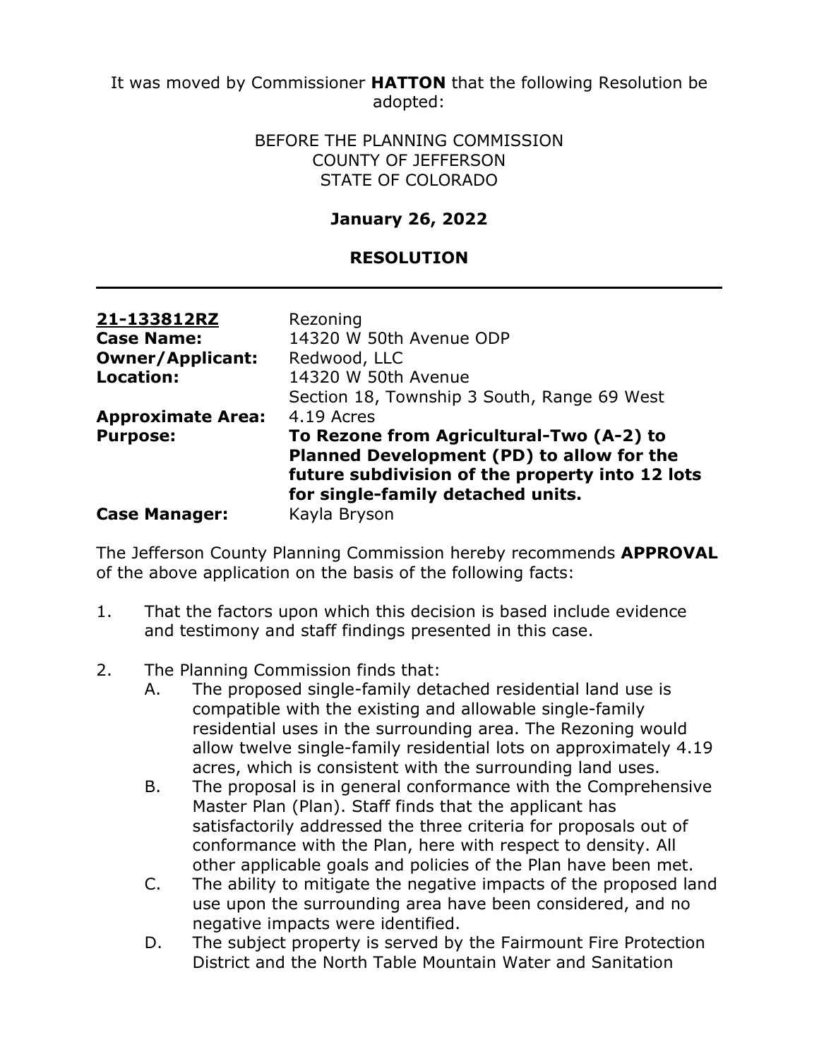It was moved by Commissioner **HATTON** that the following Resolution be adopted:

BEFORE THE PLANNING COMMISSION
COUNTY OF JEFFERSON
STATE OF COLORADO

**January 26, 2022**

**RESOLUTION**

---

| | |
|---|---|
| **21-133812RZ** | Rezoning |
| **Case Name:** | 14320 W 50th Avenue ODP |
| **Owner/Applicant:** | Redwood, LLC |
| **Location:** | 14320 W 50th Avenue<br>Section 18, Township 3 South, Range 69 West |
| **Approximate Area:** | 4.19 Acres |
| **Purpose:** | **To Rezone from Agricultural-Two (A-2) to Planned Development (PD) to allow for the future subdivision of the property into 12 lots for single-family detached units.** |
| **Case Manager:** | Kayla Bryson |

The Jefferson County Planning Commission hereby recommends **APPROVAL** of the above application on the basis of the following facts:

1. That the factors upon which this decision is based include evidence and testimony and staff findings presented in this case.

2. The Planning Commission finds that:
   A. The proposed single-family detached residential land use is compatible with the existing and allowable single-family residential uses in the surrounding area. The Rezoning would allow twelve single-family residential lots on approximately 4.19 acres, which is consistent with the surrounding land uses.
   B. The proposal is in general conformance with the Comprehensive Master Plan (Plan). Staff finds that the applicant has satisfactorily addressed the three criteria for proposals out of conformance with the Plan, here with respect to density. All other applicable goals and policies of the Plan have been met.
   C. The ability to mitigate the negative impacts of the proposed land use upon the surrounding area have been considered, and no negative impacts were identified.
   D. The subject property is served by the Fairmount Fire Protection District and the North Table Mountain Water and Sanitation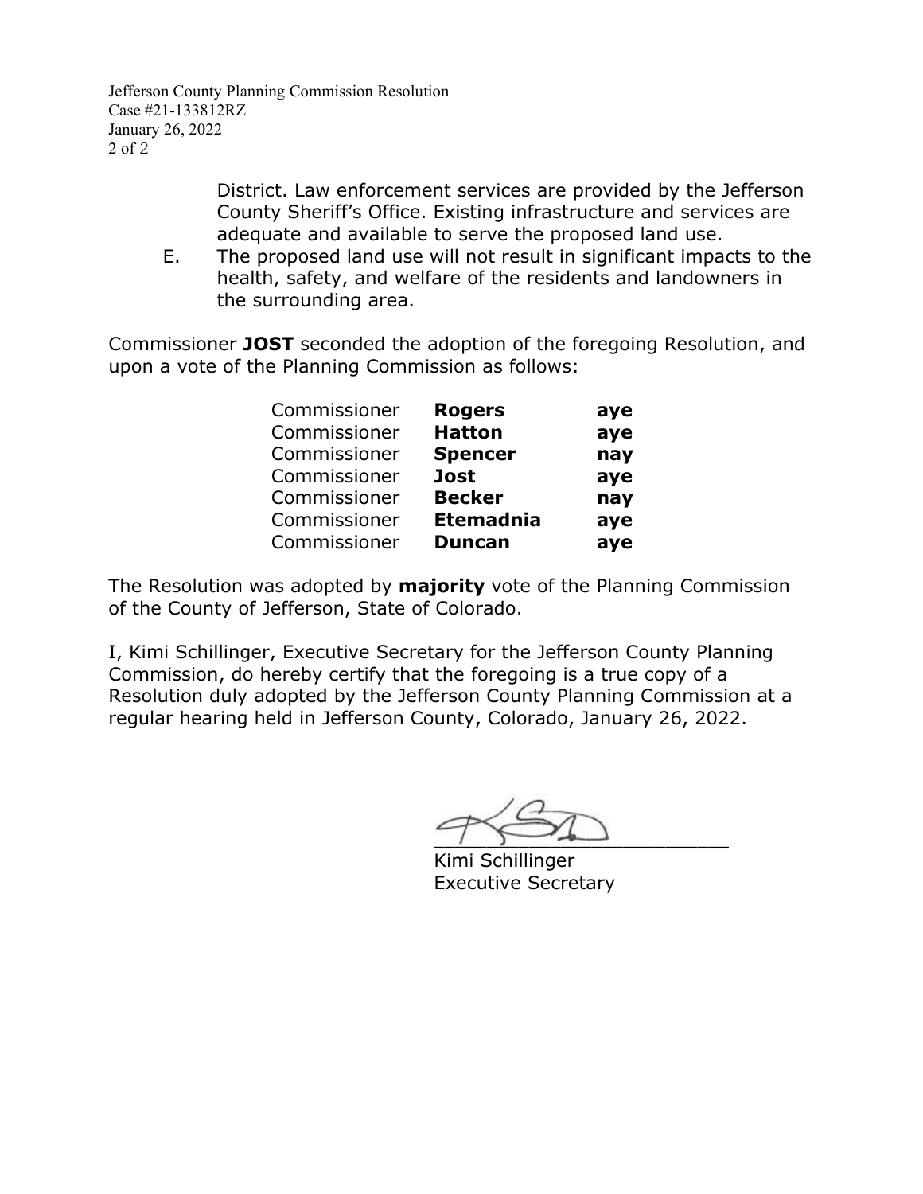District. Law enforcement services are provided by the Jefferson County Sheriff's Office. Existing infrastructure and services are adequate and available to serve the proposed land use.

E. The proposed land use will not result in significant impacts to the health, safety, and welfare of the residents and landowners in the surrounding area.

Commissioner **JOST** seconded the adoption of the foregoing Resolution, and upon a vote of the Planning Commission as follows:

| | | |
|---|---|---|
| Commissioner | **Rogers** | **aye** |
| Commissioner | **Hatton** | **aye** |
| Commissioner | **Spencer** | **nay** |
| Commissioner | **Jost** | **aye** |
| Commissioner | **Becker** | **nay** |
| Commissioner | **Etemadnia** | **aye** |
| Commissioner | **Duncan** | **aye** |

The Resolution was adopted by **majority** vote of the Planning Commission of the County of Jefferson, State of Colorado.

I, Kimi Schillinger, Executive Secretary for the Jefferson County Planning Commission, do hereby certify that the foregoing is a true copy of a Resolution duly adopted by the Jefferson County Planning Commission at a regular hearing held in Jefferson County, Colorado, January 26, 2022.

\_\_\_\_\_\_\_\_\_\_\_\_\_\_\_\_\_\_\_\_\_\_\_\_\_\_

Kimi Schillinger
Executive Secretary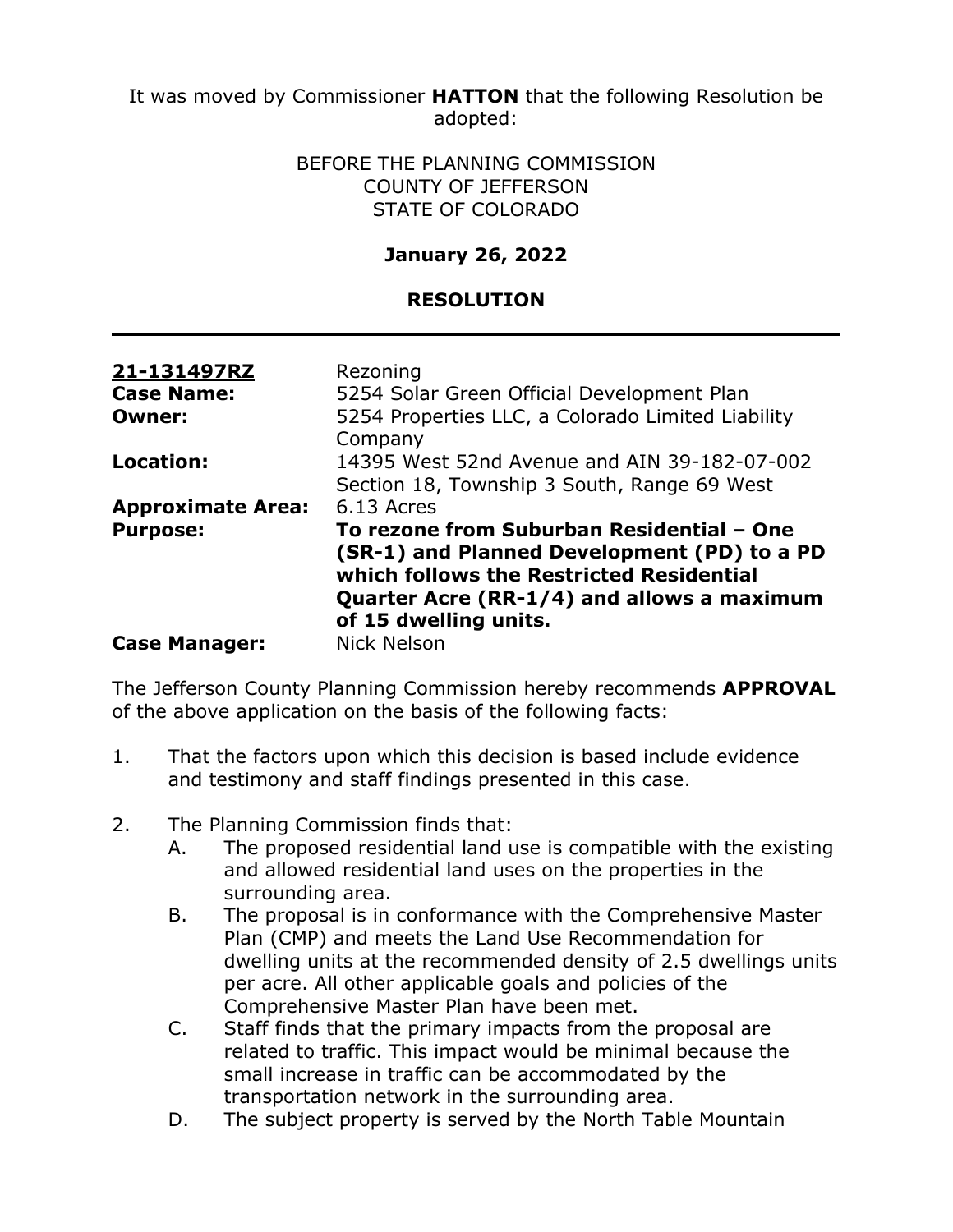It was moved by Commissioner **HATTON** that the following Resolution be adopted:

BEFORE THE PLANNING COMMISSION
COUNTY OF JEFFERSON
STATE OF COLORADO

**January 26, 2022**

**RESOLUTION**

---

| | |
|---|---|
| **21-131497RZ** | Rezoning |
| **Case Name:** | 5254 Solar Green Official Development Plan |
| **Owner:** | 5254 Properties LLC, a Colorado Limited Liability Company |
| **Location:** | 14395 West 52nd Avenue and AIN 39-182-07-002 Section 18, Township 3 South, Range 69 West |
| **Approximate Area:** | 6.13 Acres |
| **Purpose:** | **To rezone from Suburban Residential – One (SR-1) and Planned Development (PD) to a PD which follows the Restricted Residential Quarter Acre (RR-1/4) and allows a maximum of 15 dwelling units.** |
| **Case Manager:** | Nick Nelson |

The Jefferson County Planning Commission hereby recommends **APPROVAL** of the above application on the basis of the following facts:

1. That the factors upon which this decision is based include evidence and testimony and staff findings presented in this case.

2. The Planning Commission finds that:
   A. The proposed residential land use is compatible with the existing and allowed residential land uses on the properties in the surrounding area.
   B. The proposal is in conformance with the Comprehensive Master Plan (CMP) and meets the Land Use Recommendation for dwelling units at the recommended density of 2.5 dwellings units per acre. All other applicable goals and policies of the Comprehensive Master Plan have been met.
   C. Staff finds that the primary impacts from the proposal are related to traffic. This impact would be minimal because the small increase in traffic can be accommodated by the transportation network in the surrounding area.
   D. The subject property is served by the North Table Mountain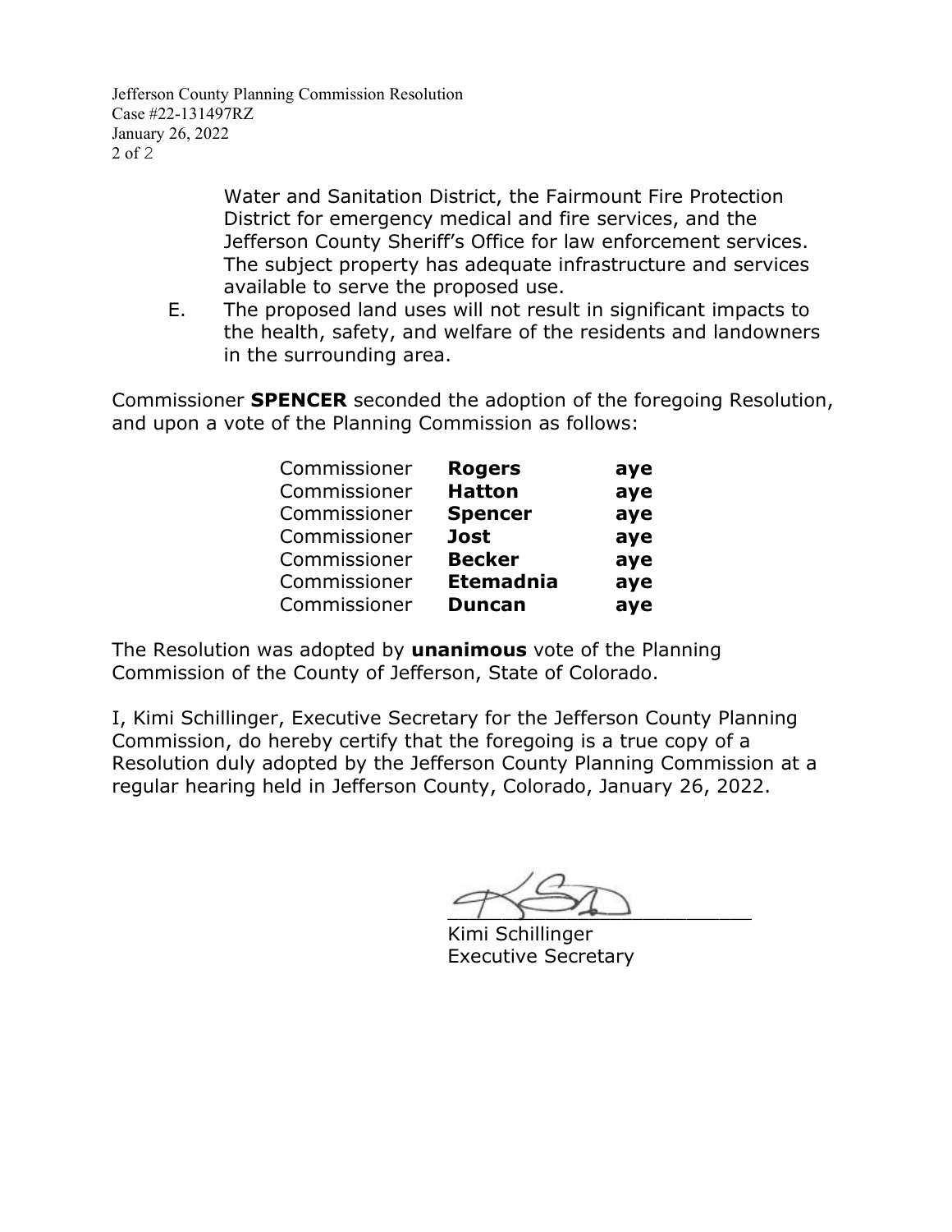Water and Sanitation District, the Fairmount Fire Protection District for emergency medical and fire services, and the Jefferson County Sheriff's Office for law enforcement services. The subject property has adequate infrastructure and services available to serve the proposed use.

E. The proposed land uses will not result in significant impacts to the health, safety, and welfare of the residents and landowners in the surrounding area.

Commissioner **SPENCER** seconded the adoption of the foregoing Resolution, and upon a vote of the Planning Commission as follows:

| | | |
|---|---|---|
| Commissioner | **Rogers** | **aye** |
| Commissioner | **Hatton** | **aye** |
| Commissioner | **Spencer** | **aye** |
| Commissioner | **Jost** | **aye** |
| Commissioner | **Becker** | **aye** |
| Commissioner | **Etemadnia** | **aye** |
| Commissioner | **Duncan** | **aye** |

The Resolution was adopted by **unanimous** vote of the Planning Commission of the County of Jefferson, State of Colorado.

I, Kimi Schillinger, Executive Secretary for the Jefferson County Planning Commission, do hereby certify that the foregoing is a true copy of a Resolution duly adopted by the Jefferson County Planning Commission at a regular hearing held in Jefferson County, Colorado, January 26, 2022.

Kimi Schillinger
Executive Secretary